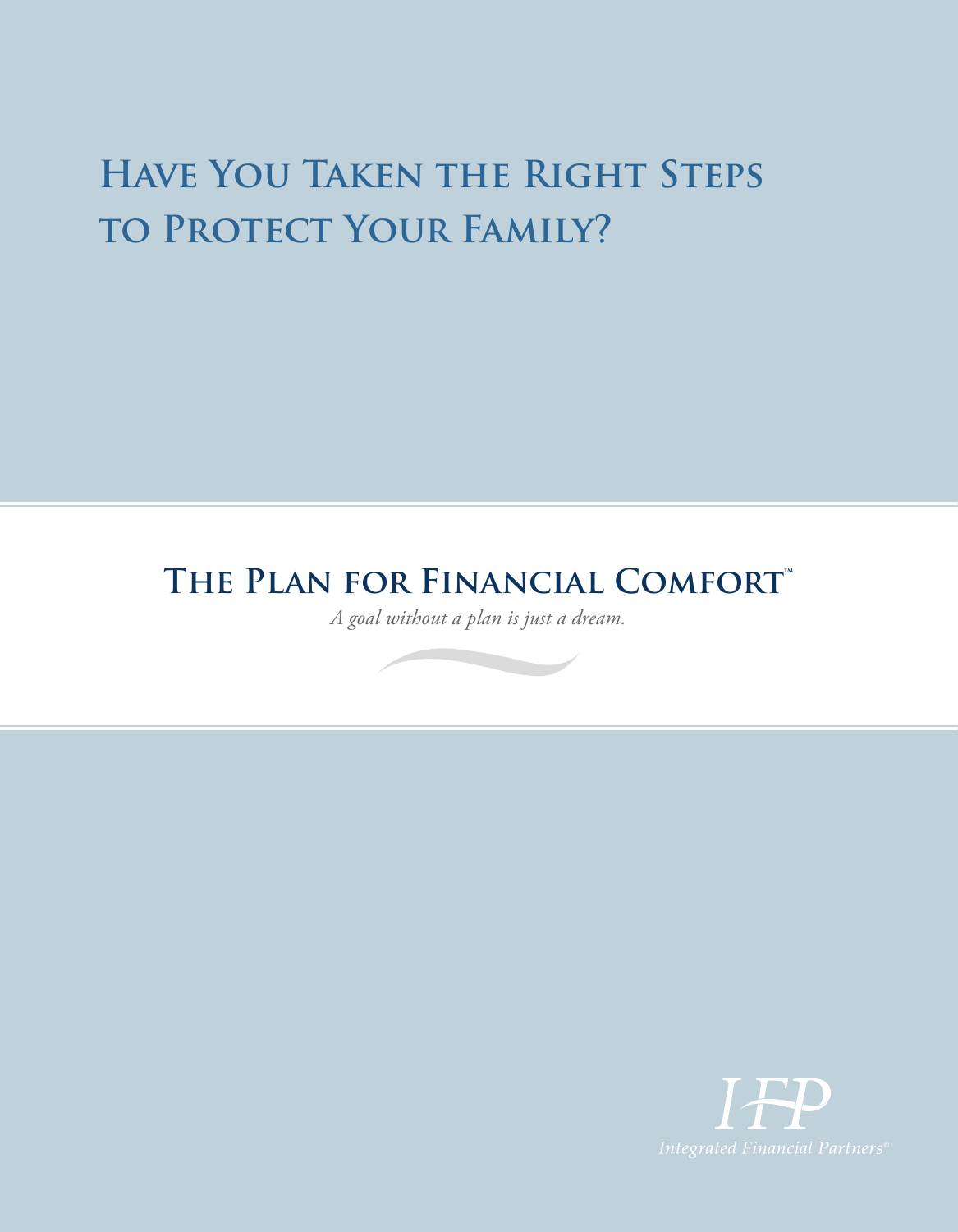# Have You Taken the Right Steps to Protect Your Family?

## The Plan for Financial Comfort™

*A goal without a plan is just a dream.*

IFP

*Integrated Financial Partners®*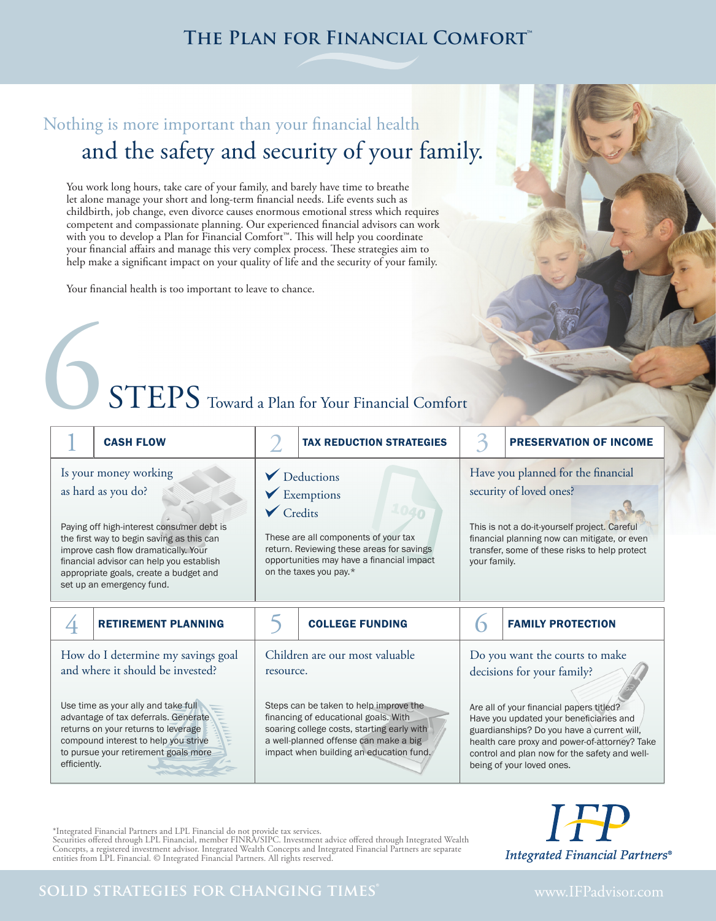# The Plan for Financial Comfort™

## Nothing is more important than your financial health and the safety and security of your family.

You work long hours, take care of your family, and barely have time to breathe let alone manage your short and long-term financial needs. Life events such as childbirth, job change, even divorce causes enormous emotional stress which requires competent and compassionate planning. Our experienced financial advisors can work with you to develop a Plan for Financial Comfort™. This will help you coordinate your financial affairs and manage this very complex process. These strategies aim to help make a significant impact on your quality of life and the security of your family.

Your financial health is too important to leave to chance.

## 6 STEPS Toward a Plan for Your Financial Comfort

### 1 CASH FLOW

Is your money working as hard as you do?

Paying off high-interest consumer debt is the first way to begin saving as this can improve cash flow dramatically. Your financial advisor can help you establish appropriate goals, create a budget and set up an emergency fund.

### 2 TAX REDUCTION STRATEGIES

- ✔ Deductions
- ✔ Exemptions
- ✔ Credits

These are all components of your tax return. Reviewing these areas for savings opportunities may have a financial impact on the taxes you pay.*

### 3 PRESERVATION OF INCOME

Have you planned for the financial security of loved ones?

This is not a do-it-yourself project. Careful financial planning now can mitigate, or even transfer, some of these risks to help protect your family.

### 4 RETIREMENT PLANNING

How do I determine my savings goal and where it should be invested?

Use time as your ally and take full advantage of tax deferrals. Generate returns on your returns to leverage compound interest to help you strive to pursue your retirement goals more efficiently.

### 5 COLLEGE FUNDING

Children are our most valuable resource.

Steps can be taken to help improve the financing of educational goals. With soaring college costs, starting early with a well-planned offense can make a big impact when building an education fund.

### 6 FAMILY PROTECTION

Do you want the courts to make decisions for your family?

Are all of your financial papers titled? Have you updated your beneficiaries and guardianships? Do you have a current will, health care proxy and power-of-attorney? Take control and plan now for the safety and well-being of your loved ones.

*Integrated Financial Partners and LPL Financial do not provide tax services.
Securities offered through LPL Financial, member FINRA/SIPC. Investment advice offered through Integrated Wealth Concepts, a registered investment advisor. Integrated Wealth Concepts and Integrated Financial Partners are separate entities from LPL Financial. © Integrated Financial Partners. All rights reserved.

IFP
Integrated Financial Partners®

SOLID STRATEGIES FOR CHANGING TIMES®

www.IFPadvisor.com